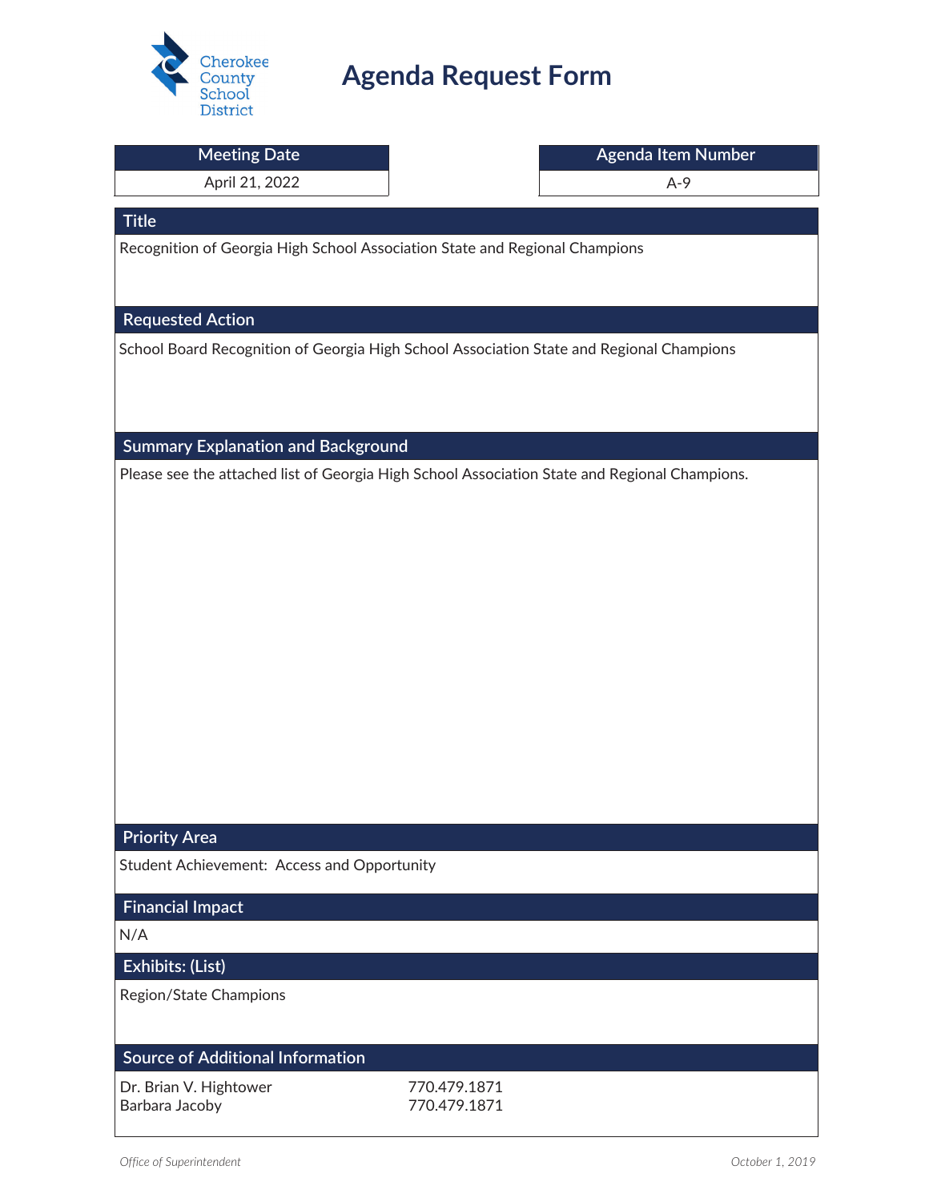Cherokee County School District

# Agenda Request Form

| Meeting Date | Agenda Item Number |
|---|---|
| April 21, 2022 | A-9 |

## Title

Recognition of Georgia High School Association State and Regional Champions

## Requested Action

School Board Recognition of Georgia High School Association State and Regional Champions

## Summary Explanation and Background

Please see the attached list of Georgia High School Association State and Regional Champions.

## Priority Area

Student Achievement: Access and Opportunity

## Financial Impact

N/A

## Exhibits: (List)

Region/State Champions

## Source of Additional Information

| | |
|---|---|
| Dr. Brian V. Hightower | 770.479.1871 |
| Barbara Jacoby | 770.479.1871 |

*Office of Superintendent* *October 1, 2019*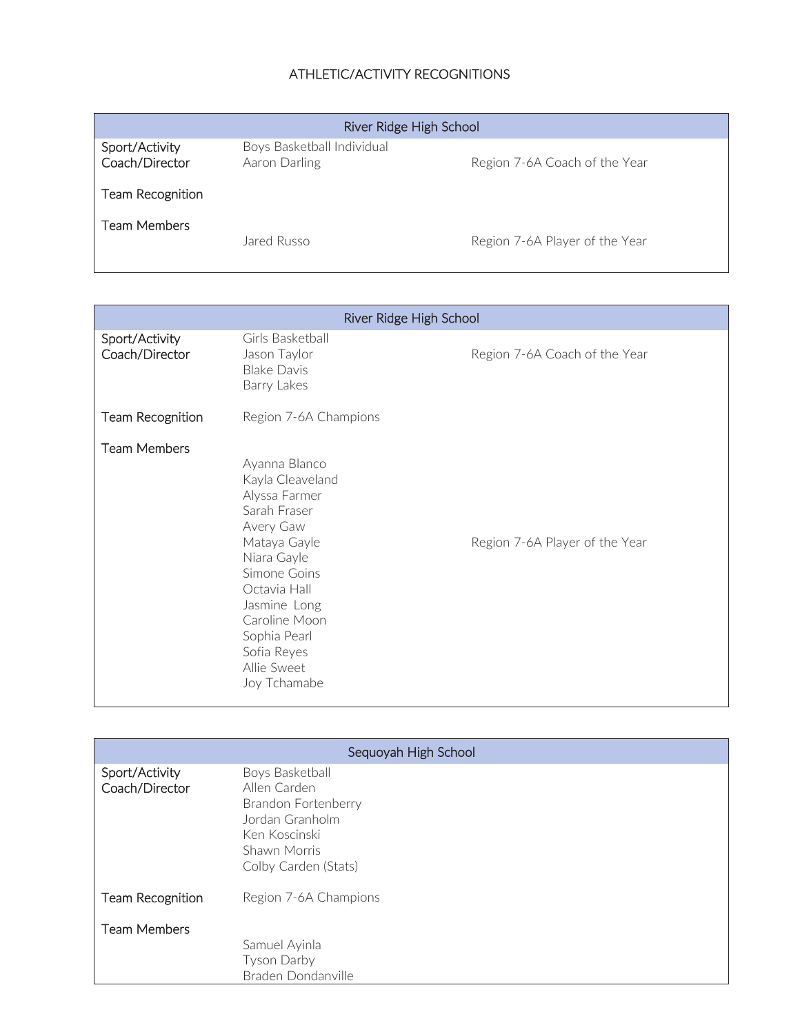# ATHLETIC/ACTIVITY RECOGNITIONS

| River Ridge High School | | |
|---|---|---|
| Sport/Activity | Boys Basketball Individual | |
| Coach/Director | Aaron Darling | Region 7-6A Coach of the Year |
| Team Recognition | | |
| Team Members | | |
| | Jared Russo | Region 7-6A Player of the Year |

| River Ridge High School | | |
|---|---|---|
| Sport/Activity | Girls Basketball | |
| Coach/Director | Jason Taylor | Region 7-6A Coach of the Year |
| | Blake Davis | |
| | Barry Lakes | |
| Team Recognition | Region 7-6A Champions | |
| Team Members | | |
| | Ayanna Blanco | |
| | Kayla Cleaveland | |
| | Alyssa Farmer | |
| | Sarah Fraser | |
| | Avery Gaw | |
| | Mataya Gayle | Region 7-6A Player of the Year |
| | Niara Gayle | |
| | Simone Goins | |
| | Octavia Hall | |
| | Jasmine Long | |
| | Caroline Moon | |
| | Sophia Pearl | |
| | Sofia Reyes | |
| | Allie Sweet | |
| | Joy Tchamabe | |

| Sequoyah High School | | |
|---|---|---|
| Sport/Activity | Boys Basketball | |
| Coach/Director | Allen Carden | |
| | Brandon Fortenberry | |
| | Jordan Granholm | |
| | Ken Koscinski | |
| | Shawn Morris | |
| | Colby Carden (Stats) | |
| Team Recognition | Region 7-6A Champions | |
| Team Members | | |
| | Samuel Ayinla | |
| | Tyson Darby | |
| | Braden Dondanville | |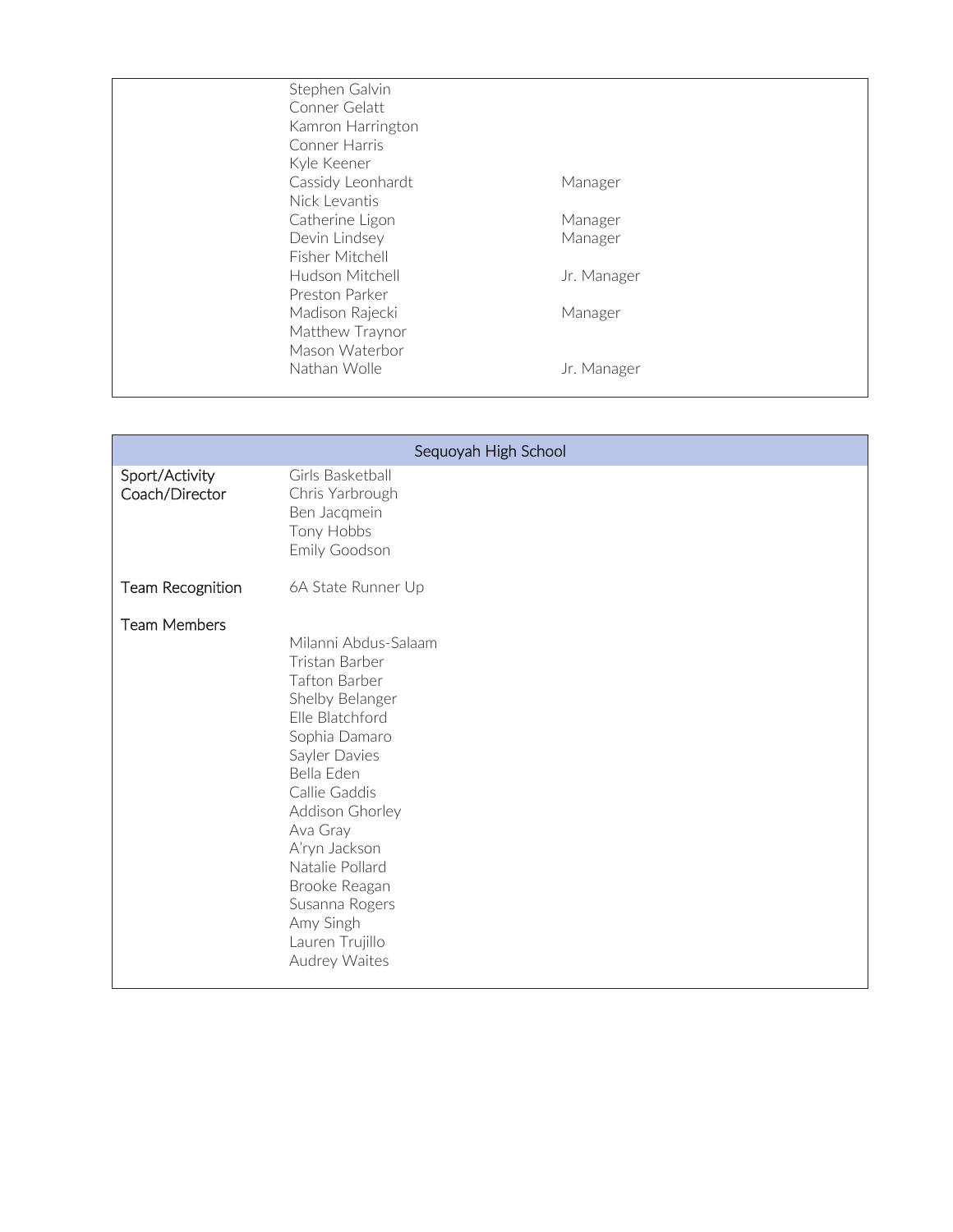| | | |
|---|---|---|
| | Stephen Galvin | |
| | Conner Gelatt | |
| | Kamron Harrington | |
| | Conner Harris | |
| | Kyle Keener | |
| | Cassidy Leonhardt | Manager |
| | Nick Levantis | |
| | Catherine Ligon | Manager |
| | Devin Lindsey | Manager |
| | Fisher Mitchell | |
| | Hudson Mitchell | Jr. Manager |
| | Preston Parker | |
| | Madison Rajecki | Manager |
| | Matthew Traynor | |
| | Mason Waterbor | |
| | Nathan Wolle | Jr. Manager |

## Sequoyah High School

| | |
|---|---|
| Sport/Activity | Girls Basketball |
| Coach/Director | Chris Yarbrough<br>Ben Jacqmein<br>Tony Hobbs<br>Emily Goodson |
| Team Recognition | 6A State Runner Up |
| Team Members | Milanni Abdus-Salaam<br>Tristan Barber<br>Tafton Barber<br>Shelby Belanger<br>Elle Blatchford<br>Sophia Damaro<br>Sayler Davies<br>Bella Eden<br>Callie Gaddis<br>Addison Ghorley<br>Ava Gray<br>A'ryn Jackson<br>Natalie Pollard<br>Brooke Reagan<br>Susanna Rogers<br>Amy Singh<br>Lauren Trujillo<br>Audrey Waites |